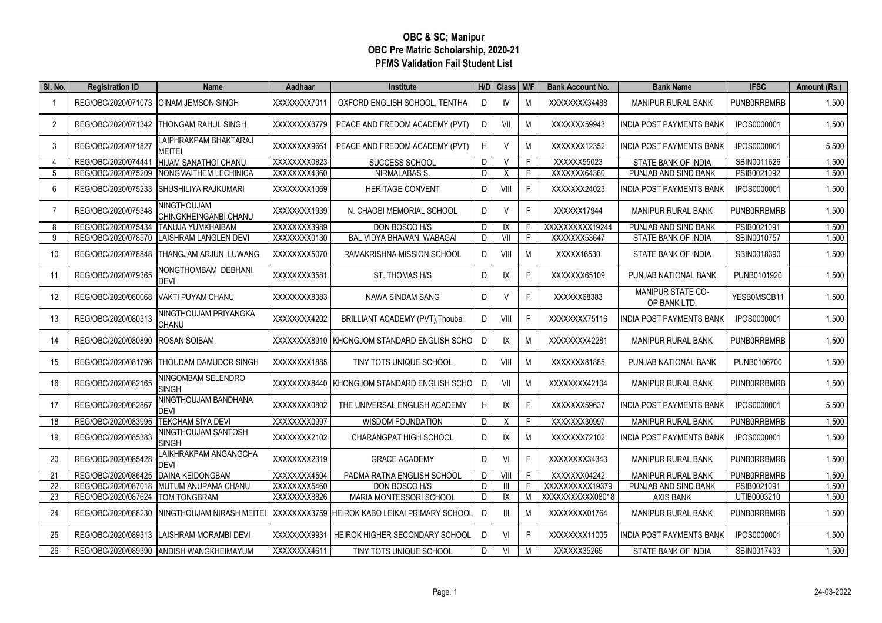# OBC & SC; Manipur
## OBC Pre Matric Scholarship, 2020-21
## PFMS Validation Fail Student List

| Sl. No. | Registration ID | Name | Aadhaar | Institute | H/D | Class | M/F | Bank Account No. | Bank Name | IFSC | Amount (Rs.) |
|---|---|---|---|---|---|---|---|---|---|---|---|
| 1 | REG/OBC/2020/071073 | OINAM JEMSON SINGH | XXXXXXXX7011 | OXFORD ENGLISH SCHOOL, TENTHA | D | IV | M | XXXXXXXX34488 | MANIPUR RURAL BANK | PUNB0RRBMRB | 1,500 |
| 2 | REG/OBC/2020/071342 | THONGAM RAHUL SINGH | XXXXXXXX3779 | PEACE AND FREDOM ACADEMY (PVT) | D | VII | M | XXXXXXX59943 | INDIA POST PAYMENTS BANK | IPOS0000001 | 1,500 |
| 3 | REG/OBC/2020/071827 | LAIPHRAKPAM BHAKTARAJ MEITEI | XXXXXXXX9661 | PEACE AND FREDOM ACADEMY (PVT) | H | V | M | XXXXXXX12352 | INDIA POST PAYMENTS BANK | IPOS0000001 | 5,500 |
| 4 | REG/OBC/2020/074441 | HIJAM SANATHOI CHANU | XXXXXXXX0823 | SUCCESS SCHOOL | D | V | F | XXXXXX55023 | STATE BANK OF INDIA | SBIN0011626 | 1,500 |
| 5 | REG/OBC/2020/075209 | NONGMAITHEM LECHINICA | XXXXXXXX4360 | NIRMALABAS S. | D | X | F | XXXXXXX64360 | PUNJAB AND SIND BANK | PSIB0021092 | 1,500 |
| 6 | REG/OBC/2020/075233 | SHUSHILIYA RAJKUMARI | XXXXXXXX1069 | HERITAGE CONVENT | D | VIII | F | XXXXXXX24023 | INDIA POST PAYMENTS BANK | IPOS0000001 | 1,500 |
| 7 | REG/OBC/2020/075348 | NINGTHOUJAM CHINGKHEINGANBI CHANU | XXXXXXXX1939 | N. CHAOBI MEMORIAL SCHOOL | D | V | F | XXXXXX17944 | MANIPUR RURAL BANK | PUNB0RRBMRB | 1,500 |
| 8 | REG/OBC/2020/075434 | TANUJA YUMKHAIBAM | XXXXXXXX3989 | DON BOSCO H/S | D | IX | F | XXXXXXXXXX19244 | PUNJAB AND SIND BANK | PSIB0021091 | 1,500 |
| 9 | REG/OBC/2020/078570 | LAISHRAM LANGLEN DEVI | XXXXXXXX0130 | BAL VIDYA BHAWAN, WABAGAI | D | VII | F | XXXXXXX53647 | STATE BANK OF INDIA | SBIN0010757 | 1,500 |
| 10 | REG/OBC/2020/078848 | THANGJAM ARJUN LUWANG | XXXXXXXX5070 | RAMAKRISHNA MISSION SCHOOL | D | VIII | M | XXXXX16530 | STATE BANK OF INDIA | SBIN0018390 | 1,500 |
| 11 | REG/OBC/2020/079365 | NONGTHOMBAM DEBHANI DEVI | XXXXXXXX3581 | ST. THOMAS H/S | D | IX | F | XXXXXXX65109 | PUNJAB NATIONAL BANK | PUNB0101920 | 1,500 |
| 12 | REG/OBC/2020/080068 | VAKTI PUYAM CHANU | XXXXXXXX8383 | NAWA SINDAM SANG | D | V | F | XXXXXX68383 | MANIPUR STATE CO-OP.BANK LTD. | YESB0MSCB11 | 1,500 |
| 13 | REG/OBC/2020/080313 | NINGTHOUJAM PRIYANGKA CHANU | XXXXXXXX4202 | BRILLIANT ACADEMY (PVT),Thoubal | D | VIII | F | XXXXXXXX75116 | INDIA POST PAYMENTS BANK | IPOS0000001 | 1,500 |
| 14 | REG/OBC/2020/080890 | ROSAN SOIBAM | XXXXXXXX8910 | KHONGJOM STANDARD ENGLISH SCHO | D | IX | M | XXXXXXXX42281 | MANIPUR RURAL BANK | PUNB0RRBMRB | 1,500 |
| 15 | REG/OBC/2020/081796 | THOUDAM DAMUDOR SINGH | XXXXXXXX1885 | TINY TOTS UNIQUE SCHOOL | D | VIII | M | XXXXXXX81885 | PUNJAB NATIONAL BANK | PUNB0106700 | 1,500 |
| 16 | REG/OBC/2020/082165 | NINGOMBAM SELENDRO SINGH | XXXXXXXX8440 | KHONGJOM STANDARD ENGLISH SCHO | D | VII | M | XXXXXXXX42134 | MANIPUR RURAL BANK | PUNB0RRBMRB | 1,500 |
| 17 | REG/OBC/2020/082867 | NINGTHOUJAM BANDHANA DEVI | XXXXXXXX0802 | THE UNIVERSAL ENGLISH ACADEMY | H | IX | F | XXXXXXX59637 | INDIA POST PAYMENTS BANK | IPOS0000001 | 5,500 |
| 18 | REG/OBC/2020/083995 | TEKCHAM SIYA DEVI | XXXXXXXX0997 | WISDOM FOUNDATION | D | X | F | XXXXXXX30997 | MANIPUR RURAL BANK | PUNB0RRBMRB | 1,500 |
| 19 | REG/OBC/2020/085383 | NINGTHOUJAM SANTOSH SINGH | XXXXXXXX2102 | CHARANGPAT HIGH SCHOOL | D | IX | M | XXXXXXX72102 | INDIA POST PAYMENTS BANK | IPOS0000001 | 1,500 |
| 20 | REG/OBC/2020/085428 | LAIKHRAKPAM ANGANGCHA DEVI | XXXXXXXX2319 | GRACE ACADEMY | D | VI | F | XXXXXXXX34343 | MANIPUR RURAL BANK | PUNB0RRBMRB | 1,500 |
| 21 | REG/OBC/2020/086425 | DAINA KEIDONGBAM | XXXXXXXX4504 | PADMA RATNA ENGLISH SCHOOL | D | VIII | F | XXXXXXX04242 | MANIPUR RURAL BANK | PUNB0RRBMRB | 1,500 |
| 22 | REG/OBC/2020/087018 | MUTUM ANUPAMA CHANU | XXXXXXXX5460 | DON BOSCO H/S | D | III | F | XXXXXXXXXX19379 | PUNJAB AND SIND BANK | PSIB0021091 | 1,500 |
| 23 | REG/OBC/2020/087624 | TOM TONGBRAM | XXXXXXXX8826 | MARIA MONTESSORI SCHOOL | D | IX | M | XXXXXXXXXXX08018 | AXIS BANK | UTIB0003210 | 1,500 |
| 24 | REG/OBC/2020/088230 | NINGTHOUJAM NIRASH MEITEI | XXXXXXXX3759 | HEIROK KABO LEIKAI PRIMARY SCHOOL | D | III | M | XXXXXXXX01764 | MANIPUR RURAL BANK | PUNB0RRBMRB | 1,500 |
| 25 | REG/OBC/2020/089313 | LAISHRAM MORAMBI DEVI | XXXXXXXX9931 | HEIROK HIGHER SECONDARY SCHOOL | D | VI | F | XXXXXXXX11005 | INDIA POST PAYMENTS BANK | IPOS0000001 | 1,500 |
| 26 | REG/OBC/2020/089390 | ANDISH WANGKHEIMAYUM | XXXXXXXX4611 | TINY TOTS UNIQUE SCHOOL | D | VI | M | XXXXXX35265 | STATE BANK OF INDIA | SBIN0017403 | 1,500 |

24-03-2022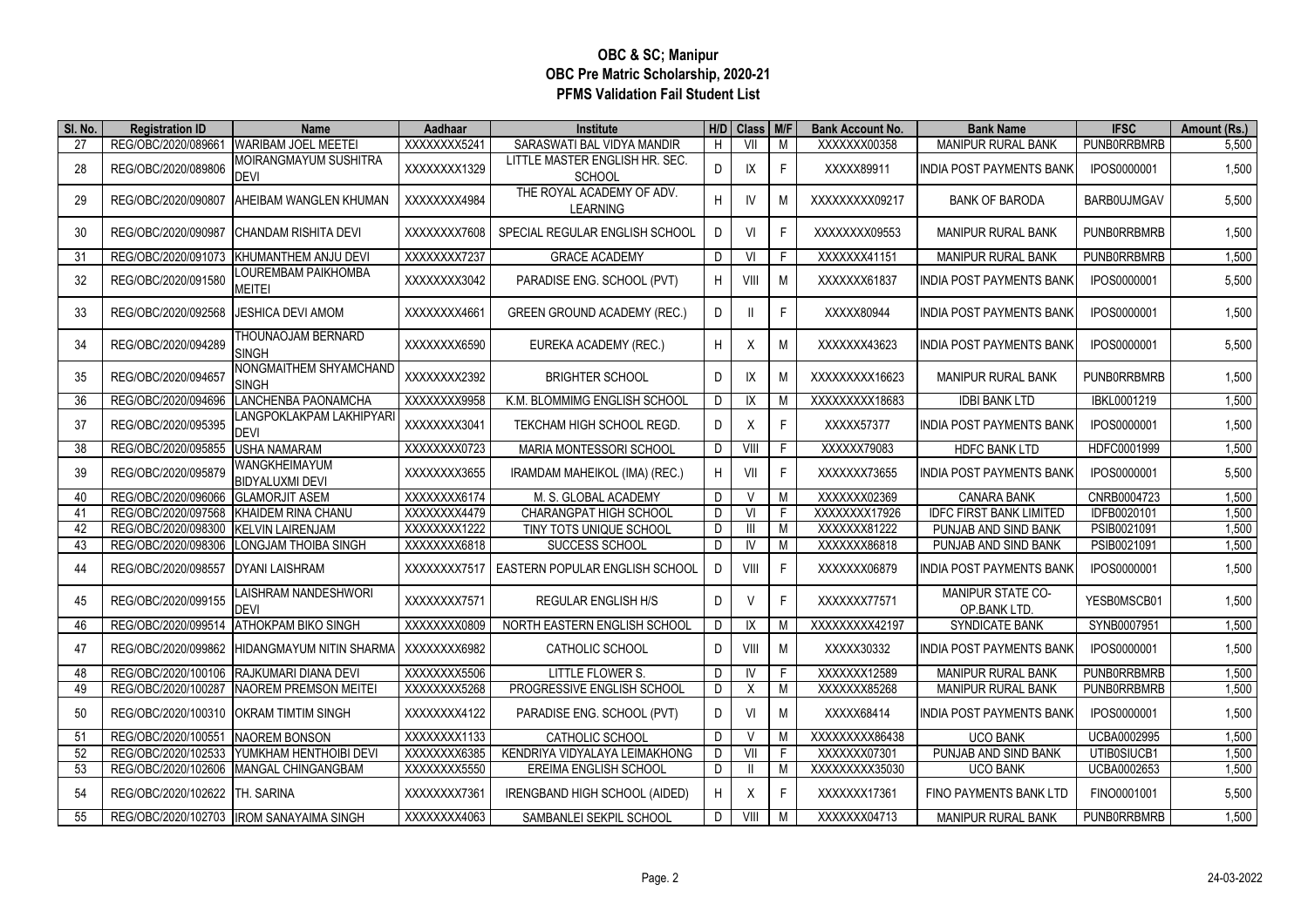# OBC & SC; Manipur
## OBC Pre Matric Scholarship, 2020-21
## PFMS Validation Fail Student List

| Sl. No. | Registration ID | Name | Aadhaar | Institute | H/D | Class | M/F | Bank Account No. | Bank Name | IFSC | Amount (Rs.) |
|---|---|---|---|---|---|---|---|---|---|---|---|
| 27 | REG/OBC/2020/089661 | WARIBAM JOEL MEETEI | XXXXXXXX5241 | SARASWATI BAL VIDYA MANDIR | H | VII | M | XXXXXXX00358 | MANIPUR RURAL BANK | PUNB0RRBMRB | 5,500 |
| 28 | REG/OBC/2020/089806 | MOIRANGMAYUM SUSHITRA DEVI | XXXXXXXX1329 | LITTLE MASTER ENGLISH HR. SEC. SCHOOL | D | IX | F | XXXXX89911 | INDIA POST PAYMENTS BANK | IPOS0000001 | 1,500 |
| 29 | REG/OBC/2020/090807 | AHEIBAM WANGLEN KHUMAN | XXXXXXXX4984 | THE ROYAL ACADEMY OF ADV. LEARNING | H | IV | M | XXXXXXXXX09217 | BANK OF BARODA | BARB0UJMGAV | 5,500 |
| 30 | REG/OBC/2020/090987 | CHANDAM RISHITA DEVI | XXXXXXXX7608 | SPECIAL REGULAR ENGLISH SCHOOL | D | VI | F | XXXXXXXX09553 | MANIPUR RURAL BANK | PUNB0RRBMRB | 1,500 |
| 31 | REG/OBC/2020/091073 | KHUMANTHEM ANJU DEVI | XXXXXXXX7237 | GRACE ACADEMY | D | VI | F | XXXXXXX41151 | MANIPUR RURAL BANK | PUNB0RRBMRB | 1,500 |
| 32 | REG/OBC/2020/091580 | LOUREMBAM PAIKHOMBA MEITEI | XXXXXXXX3042 | PARADISE ENG. SCHOOL (PVT) | H | VIII | M | XXXXXXX61837 | INDIA POST PAYMENTS BANK | IPOS0000001 | 5,500 |
| 33 | REG/OBC/2020/092568 | JESHICA DEVI AMOM | XXXXXXXX4661 | GREEN GROUND ACADEMY (REC.) | D | II | F | XXXXX80944 | INDIA POST PAYMENTS BANK | IPOS0000001 | 1,500 |
| 34 | REG/OBC/2020/094289 | THOUNAOJAM BERNARD SINGH | XXXXXXXX6590 | EUREKA ACADEMY (REC.) | H | X | M | XXXXXXX43623 | INDIA POST PAYMENTS BANK | IPOS0000001 | 5,500 |
| 35 | REG/OBC/2020/094657 | NONGMAITHEM SHYAMCHAND SINGH | XXXXXXXX2392 | BRIGHTER SCHOOL | D | IX | M | XXXXXXXXX16623 | MANIPUR RURAL BANK | PUNB0RRBMRB | 1,500 |
| 36 | REG/OBC/2020/094696 | LANCHENBA PAONAMCHA | XXXXXXXX9958 | K.M. BLOMMIMG ENGLISH SCHOOL | D | IX | M | XXXXXXXXX18683 | IDBI BANK LTD | IBKL0001219 | 1,500 |
| 37 | REG/OBC/2020/095395 | LANGPOKLAKPAM LAKHIPYARI DEVI | XXXXXXXX3041 | TEKCHAM HIGH SCHOOL REGD. | D | X | F | XXXXX57377 | INDIA POST PAYMENTS BANK | IPOS0000001 | 1,500 |
| 38 | REG/OBC/2020/095855 | USHA NAMARAM | XXXXXXXX0723 | MARIA MONTESSORI SCHOOL | D | VIII | F | XXXXXX79083 | HDFC BANK LTD | HDFC0001999 | 1,500 |
| 39 | REG/OBC/2020/095879 | WANGKHEIMAYUM BIDYALUXMI DEVI | XXXXXXXX3655 | IRAMDAM MAHEIKOL (IMA) (REC.) | H | VII | F | XXXXXXX73655 | INDIA POST PAYMENTS BANK | IPOS0000001 | 5,500 |
| 40 | REG/OBC/2020/096066 | GLAMORJIT ASEM | XXXXXXXX6174 | M. S. GLOBAL ACADEMY | D | V | M | XXXXXXX02369 | CANARA BANK | CNRB0004723 | 1,500 |
| 41 | REG/OBC/2020/097568 | KHAIDEM RINA CHANU | XXXXXXXX4479 | CHARANGPAT HIGH SCHOOL | D | VI | F | XXXXXXXX17926 | IDFC FIRST BANK LIMITED | IDFB0020101 | 1,500 |
| 42 | REG/OBC/2020/098300 | KELVIN LAIRENJAM | XXXXXXXX1222 | TINY TOTS UNIQUE SCHOOL | D | III | M | XXXXXXX81222 | PUNJAB AND SIND BANK | PSIB0021091 | 1,500 |
| 43 | REG/OBC/2020/098306 | LONGJAM THOIBA SINGH | XXXXXXXX6818 | SUCCESS SCHOOL | D | IV | M | XXXXXXX86818 | PUNJAB AND SIND BANK | PSIB0021091 | 1,500 |
| 44 | REG/OBC/2020/098557 | DYANI LAISHRAM | XXXXXXXX7517 | EASTERN POPULAR ENGLISH SCHOOL | D | VIII | F | XXXXXXX06879 | INDIA POST PAYMENTS BANK | IPOS0000001 | 1,500 |
| 45 | REG/OBC/2020/099155 | LAISHRAM NANDESHWORI DEVI | XXXXXXXX7571 | REGULAR ENGLISH H/S | D | V | F | XXXXXXX77571 | MANIPUR STATE CO-OP.BANK LTD. | YESB0MSCB01 | 1,500 |
| 46 | REG/OBC/2020/099514 | ATHOKPAM BIKO SINGH | XXXXXXXX0809 | NORTH EASTERN ENGLISH SCHOOL | D | IX | M | XXXXXXXXX42197 | SYNDICATE BANK | SYNB0007951 | 1,500 |
| 47 | REG/OBC/2020/099862 | HIDANGMAYUM NITIN SHARMA | XXXXXXXX6982 | CATHOLIC SCHOOL | D | VIII | M | XXXXX30332 | INDIA POST PAYMENTS BANK | IPOS0000001 | 1,500 |
| 48 | REG/OBC/2020/100106 | RAJKUMARI DIANA DEVI | XXXXXXXX5506 | LITTLE FLOWER S. | D | IV | F | XXXXXXX12589 | MANIPUR RURAL BANK | PUNB0RRBMRB | 1,500 |
| 49 | REG/OBC/2020/100287 | NAOREM PREMSON MEITEI | XXXXXXXX5268 | PROGRESSIVE ENGLISH SCHOOL | D | X | M | XXXXXXX85268 | MANIPUR RURAL BANK | PUNB0RRBMRB | 1,500 |
| 50 | REG/OBC/2020/100310 | OKRAM TIMTIM SINGH | XXXXXXXX4122 | PARADISE ENG. SCHOOL (PVT) | D | VI | M | XXXXX68414 | INDIA POST PAYMENTS BANK | IPOS0000001 | 1,500 |
| 51 | REG/OBC/2020/100551 | NAOREM BONSON | XXXXXXXX1133 | CATHOLIC SCHOOL | D | V | M | XXXXXXXXX86438 | UCO BANK | UCBA0002995 | 1,500 |
| 52 | REG/OBC/2020/102533 | YUMKHAM HENTHOIBI DEVI | XXXXXXXX6385 | KENDRIYA VIDYALAYA LEIMAKHONG | D | VII | F | XXXXXXX07301 | PUNJAB AND SIND BANK | UTIB0SIUCB1 | 1,500 |
| 53 | REG/OBC/2020/102606 | MANGAL CHINGANGBAM | XXXXXXXX5550 | EREIMA ENGLISH SCHOOL | D | II | M | XXXXXXXXX35030 | UCO BANK | UCBA0002653 | 1,500 |
| 54 | REG/OBC/2020/102622 | TH. SARINA | XXXXXXXX7361 | IRENGBAND HIGH SCHOOL (AIDED) | H | X | F | XXXXXXX17361 | FINO PAYMENTS BANK LTD | FINO0001001 | 5,500 |
| 55 | REG/OBC/2020/102703 | IROM SANAYAIMA SINGH | XXXXXXXX4063 | SAMBANLEI SEKPIL SCHOOL | D | VIII | M | XXXXXXX04713 | MANIPUR RURAL BANK | PUNB0RRBMRB | 1,500 |

24-03-2022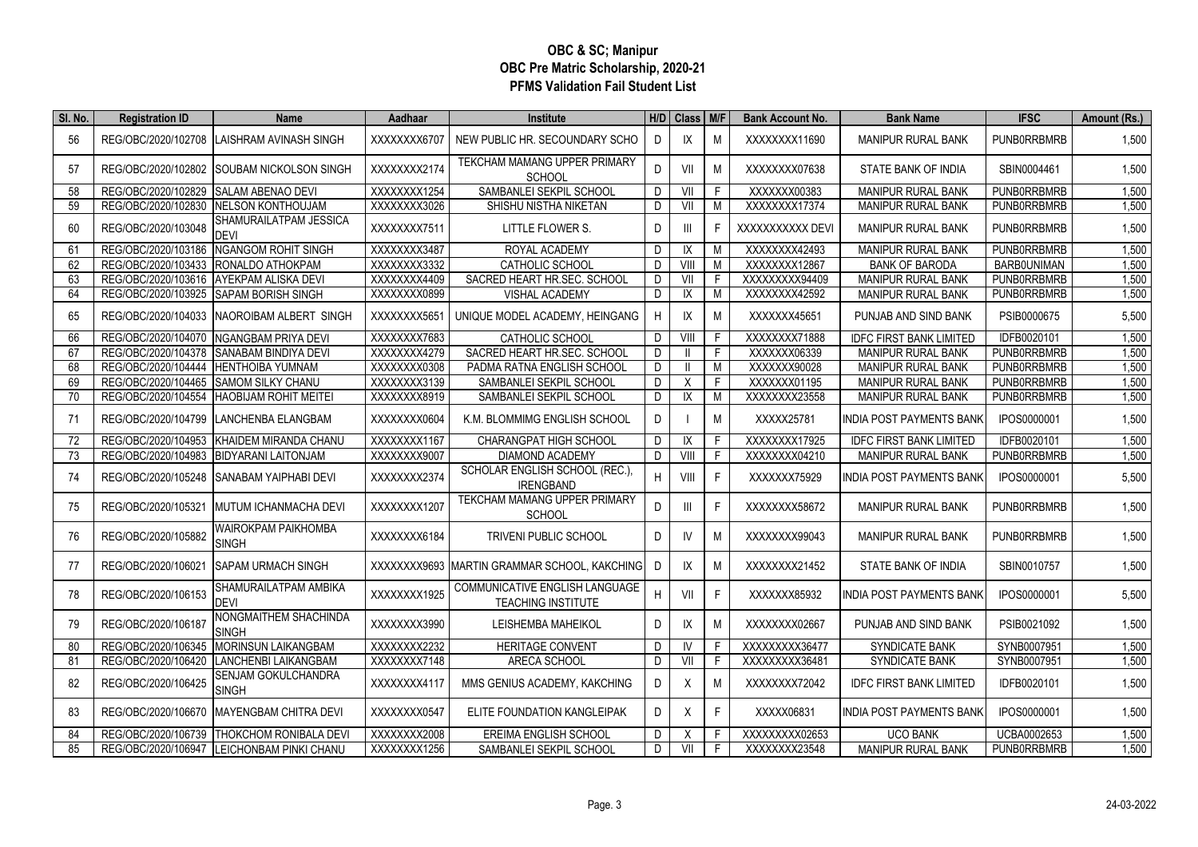# OBC & SC; Manipur
## OBC Pre Matric Scholarship, 2020-21
### PFMS Validation Fail Student List

| Sl. No. | Registration ID | Name | Aadhaar | Institute | H/D | Class | M/F | Bank Account No. | Bank Name | IFSC | Amount (Rs.) |
|---|---|---|---|---|---|---|---|---|---|---|---|
| 56 | REG/OBC/2020/102708 | LAISHRAM AVINASH SINGH | XXXXXXXX6707 | NEW PUBLIC HR. SECOUNDARY SCHO | D | IX | M | XXXXXXXX11690 | MANIPUR RURAL BANK | PUNB0RRBMRB | 1,500 |
| 57 | REG/OBC/2020/102802 | SOUBAM NICKOLSON SINGH | XXXXXXXX2174 | TEKCHAM MAMANG UPPER PRIMARY SCHOOL | D | VII | M | XXXXXXXX07638 | STATE BANK OF INDIA | SBIN0004461 | 1,500 |
| 58 | REG/OBC/2020/102829 | SALAM ABENAO DEVI | XXXXXXXX1254 | SAMBANLEI SEKPIL SCHOOL | D | VII | F | XXXXXXX00383 | MANIPUR RURAL BANK | PUNB0RRBMRB | 1,500 |
| 59 | REG/OBC/2020/102830 | NELSON KONTHOUJAM | XXXXXXXX3026 | SHISHU NISTHA NIKETAN | D | VII | M | XXXXXXXX17374 | MANIPUR RURAL BANK | PUNB0RRBMRB | 1,500 |
| 60 | REG/OBC/2020/103048 | SHAMURAILATPAM JESSICA DEVI | XXXXXXXX7511 | LITTLE FLOWER S. | D | III | F | XXXXXXXXXXX DEVI | MANIPUR RURAL BANK | PUNB0RRBMRB | 1,500 |
| 61 | REG/OBC/2020/103186 | NGANGOM ROHIT SINGH | XXXXXXXX3487 | ROYAL ACADEMY | D | IX | M | XXXXXXXX42493 | MANIPUR RURAL BANK | PUNB0RRBMRB | 1,500 |
| 62 | REG/OBC/2020/103433 | RONALDO ATHOKPAM | XXXXXXXX3332 | CATHOLIC SCHOOL | D | VIII | M | XXXXXXXX12867 | BANK OF BARODA | BARB0UNIMAN | 1,500 |
| 63 | REG/OBC/2020/103616 | AYEKPAM ALISKA DEVI | XXXXXXXX4409 | SACRED HEART HR.SEC. SCHOOL | D | VII | F | XXXXXXXXX94409 | MANIPUR RURAL BANK | PUNB0RRBMRB | 1,500 |
| 64 | REG/OBC/2020/103925 | SAPAM BORISH SINGH | XXXXXXXX0899 | VISHAL ACADEMY | D | IX | M | XXXXXXXX42592 | MANIPUR RURAL BANK | PUNB0RRBMRB | 1,500 |
| 65 | REG/OBC/2020/104033 | NAOROIBAM ALBERT SINGH | XXXXXXXX5651 | UNIQUE MODEL ACADEMY, HEINGANG | H | IX | M | XXXXXXX45651 | PUNJAB AND SIND BANK | PSIB0000675 | 5,500 |
| 66 | REG/OBC/2020/104070 | NGANGBAM PRIYA DEVI | XXXXXXXX7683 | CATHOLIC SCHOOL | D | VIII | F | XXXXXXXX71888 | IDFC FIRST BANK LIMITED | IDFB0020101 | 1,500 |
| 67 | REG/OBC/2020/104378 | SANABAM BINDIYA DEVI | XXXXXXXX4279 | SACRED HEART HR.SEC. SCHOOL | D | II | F | XXXXXXX06339 | MANIPUR RURAL BANK | PUNB0RRBMRB | 1,500 |
| 68 | REG/OBC/2020/104444 | HENTHOIBA YUMNAM | XXXXXXXX0308 | PADMA RATNA ENGLISH SCHOOL | D | II | M | XXXXXXX90028 | MANIPUR RURAL BANK | PUNB0RRBMRB | 1,500 |
| 69 | REG/OBC/2020/104465 | SAMOM SILKY CHANU | XXXXXXXX3139 | SAMBANLEI SEKPIL SCHOOL | D | X | F | XXXXXXX01195 | MANIPUR RURAL BANK | PUNB0RRBMRB | 1,500 |
| 70 | REG/OBC/2020/104554 | HAOBIJAM ROHIT MEITEI | XXXXXXXX8919 | SAMBANLEI SEKPIL SCHOOL | D | IX | M | XXXXXXXX23558 | MANIPUR RURAL BANK | PUNB0RRBMRB | 1,500 |
| 71 | REG/OBC/2020/104799 | LANCHENBA ELANGBAM | XXXXXXXX0604 | K.M. BLOMMIMG ENGLISH SCHOOL | D | I | M | XXXXX25781 | INDIA POST PAYMENTS BANK | IPOS0000001 | 1,500 |
| 72 | REG/OBC/2020/104953 | KHAIDEM MIRANDA CHANU | XXXXXXXX1167 | CHARANGPAT HIGH SCHOOL | D | IX | F | XXXXXXXX17925 | IDFC FIRST BANK LIMITED | IDFB0020101 | 1,500 |
| 73 | REG/OBC/2020/104983 | BIDYARANI LAITONJAM | XXXXXXXX9007 | DIAMOND ACADEMY | D | VIII | F | XXXXXXXX04210 | MANIPUR RURAL BANK | PUNB0RRBMRB | 1,500 |
| 74 | REG/OBC/2020/105248 | SANABAM YAIPHABI DEVI | XXXXXXXX2374 | SCHOLAR ENGLISH SCHOOL (REC.), IRENGBAND | H | VIII | F | XXXXXXX75929 | INDIA POST PAYMENTS BANK | IPOS0000001 | 5,500 |
| 75 | REG/OBC/2020/105321 | MUTUM ICHANMACHA DEVI | XXXXXXXX1207 | TEKCHAM MAMANG UPPER PRIMARY SCHOOL | D | III | F | XXXXXXXX58672 | MANIPUR RURAL BANK | PUNB0RRBMRB | 1,500 |
| 76 | REG/OBC/2020/105882 | WAIROKPAM PAIKHOMBA SINGH | XXXXXXXX6184 | TRIVENI PUBLIC SCHOOL | D | IV | M | XXXXXXXX99043 | MANIPUR RURAL BANK | PUNB0RRBMRB | 1,500 |
| 77 | REG/OBC/2020/106021 | SAPAM URMACH SINGH | XXXXXXXX9693 | MARTIN GRAMMAR SCHOOL, KAKCHING | D | IX | M | XXXXXXXX21452 | STATE BANK OF INDIA | SBIN0010757 | 1,500 |
| 78 | REG/OBC/2020/106153 | SHAMURAILATPAM AMBIKA DEVI | XXXXXXXX1925 | COMMUNICATIVE ENGLISH LANGUAGE TEACHING INSTITUTE | H | VII | F | XXXXXXX85932 | INDIA POST PAYMENTS BANK | IPOS0000001 | 5,500 |
| 79 | REG/OBC/2020/106187 | NONGMAITHEM SHACHINDA SINGH | XXXXXXXX3990 | LEISHEMBA MAHEIKOL | D | IX | M | XXXXXXXX02667 | PUNJAB AND SIND BANK | PSIB0021092 | 1,500 |
| 80 | REG/OBC/2020/106345 | MORINSUN LAIKANGBAM | XXXXXXXX2232 | HERITAGE CONVENT | D | IV | F | XXXXXXXXX36477 | SYNDICATE BANK | SYNB0007951 | 1,500 |
| 81 | REG/OBC/2020/106420 | LANCHENBI LAIKANGBAM | XXXXXXXX7148 | ARECA SCHOOL | D | VII | F | XXXXXXXXX36481 | SYNDICATE BANK | SYNB0007951 | 1,500 |
| 82 | REG/OBC/2020/106425 | SENJAM GOKULCHANDRA SINGH | XXXXXXXX4117 | MMS GENIUS ACADEMY, KAKCHING | D | X | M | XXXXXXXX72042 | IDFC FIRST BANK LIMITED | IDFB0020101 | 1,500 |
| 83 | REG/OBC/2020/106670 | MAYENGBAM CHITRA DEVI | XXXXXXXX0547 | ELITE FOUNDATION KANGLEIPAK | D | X | F | XXXXX06831 | INDIA POST PAYMENTS BANK | IPOS0000001 | 1,500 |
| 84 | REG/OBC/2020/106739 | THOKCHOM RONIBALA DEVI | XXXXXXXX2008 | EREIMA ENGLISH SCHOOL | D | X | F | XXXXXXXXX02653 | UCO BANK | UCBA0002653 | 1,500 |
| 85 | REG/OBC/2020/106947 | LEICHONBAM PINKI CHANU | XXXXXXXX1256 | SAMBANLEI SEKPIL SCHOOL | D | VII | F | XXXXXXXX23548 | MANIPUR RURAL BANK | PUNB0RRBMRB | 1,500 |

24-03-2022